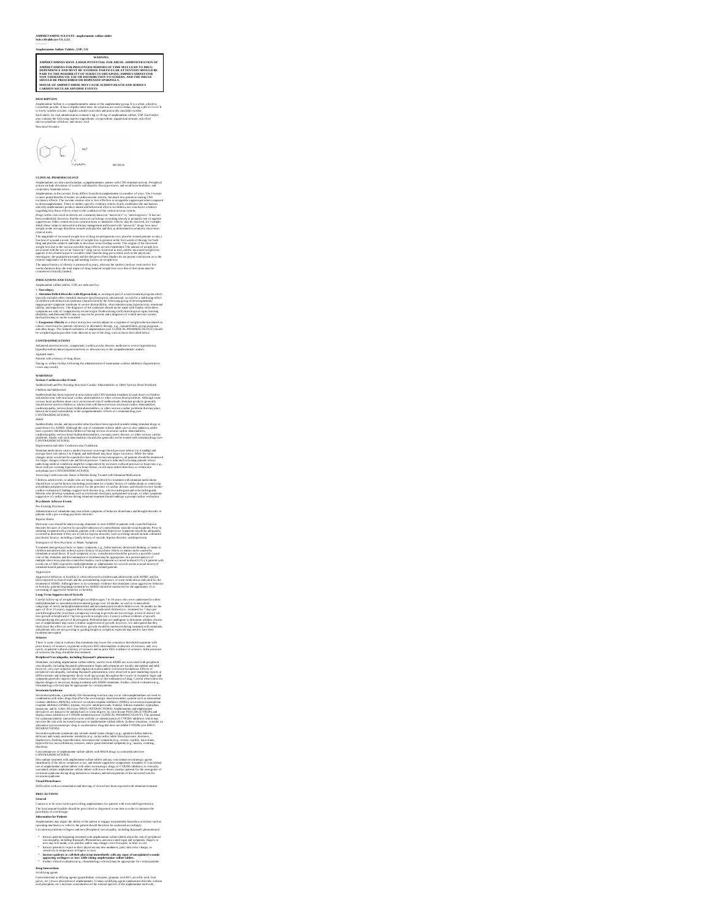**AMPHETAMINE SULFATE- amphetamine sulfate tablet**
**Sulco Healthcare US, LLC**

----------

**Amphetamine Sulfate Tablets, USP, CII**

> **WARNING**
>
> **AMPHETAMINES HAVE A HIGH POTENTIAL FOR ABUSE. ADMINISTRATION OF AMPHETAMINES FOR PROLONGED PERIODS OF TIME MAY LEAD TO DRUG DEPENDENCE AND MUST BE AVOIDED. PARTICULAR ATTENTION SHOULD BE PAID TO THE POSSIBILITY OF SUBJECTS OBTAINING AMPHETAMINES FOR NON-THERAPEUTIC USE OR DISTRIBUTION TO OTHERS, AND THE DRUGS SHOULD BE PRESCRIBED OR DISPENSED SPARINGLY.**
>
> **MISUSE OF AMPHETAMINE MAY CAUSE SUDDEN DEATH AND SERIOUS CARDIOVASCULAR ADVERSE EVENTS.**

## DESCRIPTION

Amphetamine Sulfate is a sympathomimetic amine of the amphetamine group. It is a white, odorless crystalline powder. It has a slightly bitter taste. Its solutions are acid to litmus, having a pH of 5 to 6. It is freely soluble in water, slightly soluble in alcohol and practically insoluble in ether.

Each tablet, for oral administration contains 5 mg or 10 mg of amphetamine sulfate, USP. Each tablet also contains the following inactive ingredients: crospovidone, magnesium stearate, silicified microcrystalline cellulose, and stearic acid.

Structural Formula

$C_{18}H_{28}N_2O_4S$ MW 368.49

## CLINICAL PHARMACOLOGY

Amphetamines are non-catecholamine, sympathomimetic amines with CNS stimulant activity. Peripheral actions include elevations of systolic and diastolic blood pressures, and weak bronchodilator, and respiratory stimulant action.

Amphetamine, as the racemic form, differs from dextroamphetamine in a number of ways. The l-isomer is more potent than the d-isomer in cardiovascular activity, but much less potent in causing CNS excitatory effects. The racemic mixture also is less effective as an appetite suppressant when compared to dextroamphetamine. There is neither specific evidence which clearly establishes the mechanism whereby amphetamines produce mental and behavioral effects in children, nor conclusive evidence regarding how these effects relate to the condition of the central nervous system.

Drugs in this class used in obesity are commonly known as "anorectics" or "anorexigenics." It has not been established, however, that the action of such drugs in treating obesity is primarily one of appetite suppression. Other central nervous system actions or metabolic effects, may be involved, for example. Adult obese subjects instructed in dietary management and treated with "anorectic" drugs lose more weight on the average than those treated with placebo and diet, as determined in relatively short-term clinical trials.

The magnitude of increased weight loss of drug-treated patients over placebo-treated patients is only a fraction of a pound a week. The rate of weight loss is greatest in the first weeks of therapy for both drug and placebo subjects and tends to decrease in succeeding weeks. The origins of the increased weight loss due to the various possible drug effects are not established. The amount of weight loss associated with the use of an "anorectic" drug varies from trial to trial, and the increased weight loss appears to be related in part to variables other than the drug prescribed, such as the physician-investigator, the population treated, and the diet prescribed. Studies do not permit conclusions as to the relative importance of the drug and nondrug factors on weight loss.

The natural history of obesity is measured in years, whereas the studies cited are restricted to a few weeks duration; thus, the total impact of drug-induced weight loss over that of diet alone must be considered clinically limited.

## INDICATIONS AND USAGE

Amphetamine sulfate tablets, USP, are indicated for:

1. **Narcolepsy**

2. **Attention Deficit Disorder with Hyperactivity** as an integral part of a total treatment program which typically includes other remedial measures (psychological, educational, social) for a stabilizing effect in children with behavioral syndrome characterized by the following group of developmentally inappropriate symptoms: moderate to severe distractibility, short attention span, hyperactivity, emotional lability, and impulsivity. The diagnosis of this syndrome should not be made with finality when these symptoms are only of comparatively recent origin. Nonlocalizing (soft) neurological signs, learning disability, and abnormal EEG may or may not be present, and a diagnosis of central nervous system dysfunction may or may not be warranted.

3. **Exogenous Obesity** as a short term (a few weeks) adjunct in a regimen of weight reduction based on caloric restriction for patients refractory to alternative therapy, e.g., repeated diets, group programs, and other drugs. The limited usefulness of amphetamines (see CLINICAL PHARMACOLOGY) should be weighed against possible risks inherent in use of the drug, such as those described below.

## CONTRAINDICATIONS

Advanced arteriosclerosis, symptomatic cardiovascular disease, moderate to severe hypertension, hyperthyroidism, known hypersensitivity or idiosyncrasy to the sympathomimetic amines.

Agitated states.

Patients with a history of drug abuse.

During or within 14 days following the administration of monoamine oxidase inhibitors (hypertensive crises may result).

## WARNINGS

**Serious Cardiovascular Events**

Sudden Death and Pre-Existing Structural Cardiac Abnormalities or Other Serious Heart Problems

*Children and Adolescents*

Sudden death has been reported in association with CNS stimulant treatment at usual doses in children and adolescents with structural cardiac abnormalities or other serious heart problems. Although some serious heart problems alone carry an increased risk of sudden death, stimulant products generally should not be used in children or adolescents with known serious structural cardiac abnormalities, cardiomyopathy, serious heart rhythm abnormalities, or other serious cardiac problems that may place them at increased vulnerability to the sympathomimetic effects of a stimulant drug (see CONTRAINDICATIONS).

*Adults*

Sudden deaths, stroke, and myocardial infarction have been reported in adults taking stimulant drugs at usual doses for ADHD. Although the role of stimulants in these adult cases is also unknown, adults have a greater likelihood than children of having serious structural cardiac abnormalities, cardiomyopathy, serious heart rhythm abnormalities, coronary artery disease, or other serious cardiac problems. Adults with such abnormalities should also generally not be treated with stimulant drugs (see CONTRAINDICATIONS).

Hypertension and other Cardiovascular Conditions

Stimulant medications cause a modest increase in average blood pressure (about 2 to 4 mmHg) and average heart rate (about 3 to 6 bpm) and individuals may have larger increases. While the mean changes alone would not be expected to have short-term consequences, all patients should be monitored for larger changes in heart rate and blood pressure. Caution is indicated in treating patients whose underlying medical conditions might be compromised by increases in blood pressure or heart rate, e.g., those with pre-existing hypertension, heart failure, recent myocardial infarction, or ventricular arrhythmia (see CONTRAINDICATIONS).

Assessing Cardiovascular Status in Patients being Treated with Stimulant Medications

Children, adolescents, or adults who are being considered for treatment with stimulant medications should have a careful history (including assessment for a family history of sudden death or ventricular arrhythmia) and physical exam to assess for the presence of cardiac disease, and should receive further cardiac evaluation if findings suggest such disease (e.g., electrocardiogram and echocardiogram). Patients who develop symptoms such as exertional chest pain, unexplained syncope, or other symptoms suggestive of cardiac disease during stimulant treatment should undergo a prompt cardiac evaluation.

**Psychiatric Adverse Events**

*Pre-Existing Psychosis*

Administration of stimulants may exacerbate symptoms of behavior disturbance and thought disorder in patients with a pre-existing psychotic disorder.

Bipolar Illness

Particular care should be taken in using stimulants to treat ADHD in patients with comorbid bipolar disorder because of concern for possible induction of a mixed/manic episode in such patients. Prior to initiating treatment with a stimulant, patients with comorbid depressive symptoms should be adequately screened to determine if they are at risk for bipolar disorder; such screening should include a detailed psychiatric history, including a family history of suicide, bipolar disorder, and depression.

Emergence of New Psychotic or Manic Symptoms

Treatment emergent psychotic or manic symptoms, e.g., hallucinations, delusional thinking, or mania in children and adolescents without a prior history of psychotic illness or mania can be caused by stimulants at usual doses. If such symptoms occur, consideration should be given to a possible causal role of the stimulant, and discontinuation of treatment may be appropriate. In a pooled analysis of multiple short-term, placebo-controlled studies, such symptoms occurred in about 0.1% (4 patients with events out of 3482 exposed to methylphenidate or amphetamine for several weeks at usual doses) of stimulant-treated patients compared to 0 in placebo-treated patients.

*Aggression*

Aggressive behavior or hostility is often observed in children and adolescents with ADHD, and has been reported in clinical trials and the postmarketing experience of some medications indicated for the treatment of ADHD. Although there is no systematic evidence that stimulants cause aggressive behavior or hostility, patients beginning treatment for ADHD should be monitored for the appearance of or worsening of aggressive behavior or hostility.

**Long-Term Suppression of Growth**

Careful follow-up of weight and height in children ages 7 to 10 years who were randomized to either methylphenidate or non-medication treatment groups over 14 months, as well as in naturalistic subgroups of newly methylphenidate-treated and non-medication treated children over 36 months (to the ages of 10 to 13 years), suggests that consistently medicated children (i.e., treatment for 7 days per week throughout the year) have a temporary slowing in growth rate (on average, a total of about 2 cm less growth in height and 2.7 kg less growth in weight over 3 years), without evidence of growth rebound during this period of development. Published data are inadequate to determine whether chronic use of amphetamines may cause a similar suppression of growth, however, it is anticipated that they likely have this effect as well. Therefore, growth should be monitored during treatment with stimulants, and patients who are not growing or gaining height or weight as expected may need to have their treatment interrupted.

**Seizures**

There is some clinical evidence that stimulants may lower the convulsive threshold in patients with prior history of seizures, in patients with prior EEG abnormalities in absence of seizures, and, very rarely, in patients without a history of seizures and no prior EEG evidence of seizures. In the presence of seizures, the drug should be discontinued.

**Peripheral Vasculopathy, including Raynaud's phenomenon**

Stimulants, including amphetamine sulfate tablets, used to treat ADHD are associated with peripheral vasculopathy, including Raynaud's phenomenon. Signs and symptoms are usually intermittent and mild; however, very rare sequelae include digital ulceration and/or soft tissue breakdown. Effects of peripheral vasculopathy, including Raynaud's phenomenon, were observed in post-marketing reports at different times and at therapeutic doses in all age groups throughout the course of treatment. Signs and symptoms generally improve after reduction in dose or discontinuation of drug. Careful observation for digital changes is necessary during treatment with ADHD stimulants. Further clinical evaluation (e.g., rheumatology referral) may be appropriate for certain patients.

**Serotonin Syndrome**

Serotonin syndrome, a potentially life-threatening reaction, may occur when amphetamines are used in combination with other drugs that affect the serotonergic neurotransmitter systems such as monoamine oxidase inhibitors (MAOIs), selective serotonin reuptake inhibitors (SSRIs), serotonin norepinephrine reuptake inhibitors (SNRIs), triptans, tricyclic antidepressants, fentanyl, lithium, tramadol, tryptophan, buspirone, and St. John's Wort (see DRUG INTERACTIONS). Amphetamines and amphetamine derivatives are known to be metabolized, to some degree, by cytochrome P450 2D6 (CYP2D6) and display minor inhibition of CYP2D6 metabolism (see CLINICAL PHARMACOLOGY). The potential for a pharmacokinetic interaction exists with the co-administration of CYP2D6 inhibitors which may increase the risk with increased exposure to amphetamine sulfate tablets. In these situations, consider an alternative non-serotonergic drug or an alternative drug that does not inhibit CYP2D6 (see DRUG INTERACTIONS).

Serotonin syndrome symptoms may include mental status changes (e.g., agitation, hallucinations, delirium, and coma), autonomic instability (e.g., tachycardia, labile blood pressure, dizziness, diaphoresis, flushing, hyperthermia), neuromuscular symptoms (e.g., tremor, rigidity, myoclonus, hyperreflexia, incoordination), seizures, and/or gastrointestinal symptoms (e.g., nausea, vomiting, diarrhea).

Concomitant use of amphetamine sulfate tablets with MAOI drugs is contraindicated (see CONTRAINDICATIONS).

Discontinue treatment with amphetamine sulfate tablets and any concomitant serotonergic agents immediately if the above symptoms occur, and initiate supportive symptomatic treatment. If concomitant use of amphetamine sulfate tablets with other serotonergic drugs or CYP2D6 inhibitors is clinically warranted, initiate amphetamine sulfate tablets with lower doses, monitor patients for the emergence of serotonin syndrome during drug initiation or titration, and inform patients of the increased risk for serotonin syndrome.

**Visual Disturbance**

Difficulties with accommodation and blurring of vision have been reported with stimulant treatment.

## PRECAUTIONS

**General**

Caution is to be exercised in prescribing amphetamines for patients with even mild hypertension.

The least amount feasible should be prescribed or dispensed at one time in order to minimize the possibility of overdosage.

**Information for Patients**

Amphetamines may impair the ability of the patient to engage in potentially hazardous activities such as operating machinery or vehicles; the patient should therefore be cautioned accordingly.

Circulation problems in fingers and toes [Peripheral vasculopathy, including Raynaud's phenomenon]

- Instruct patients beginning treatment with amphetamine sulfate tablets about the risk of peripheral vasculopathy, including Raynaud's Phenomenon, and associated signs and symptoms: fingers or toes may feel numb, cool, painful, and/or may change color from pale, to blue, to red.
- Instruct patients to report to their physician any new numbness, pain, skin color change, or sensitivity to temperature in fingers or toes.
- **Instruct patients to call their physician immediately with any signs of unexplained wounds appearing on fingers or toes while taking amphetamine sulfate tablets.**
- Further clinical evaluation (e.g., rheumatology referral) may be appropriate for certain patients.

**Drug Interactions**

*Acidifying agents*

Gastrointestinal acidifying agents (guanethidine, reserpine, glutamic acid HCl, ascorbic acid, fruit juices, etc.) lower absorption of amphetamines. Urinary acidifying agents (ammonium chloride, sodium acid phosphate, etc.) increase concentration of the ionized species of the amphetamine molecule,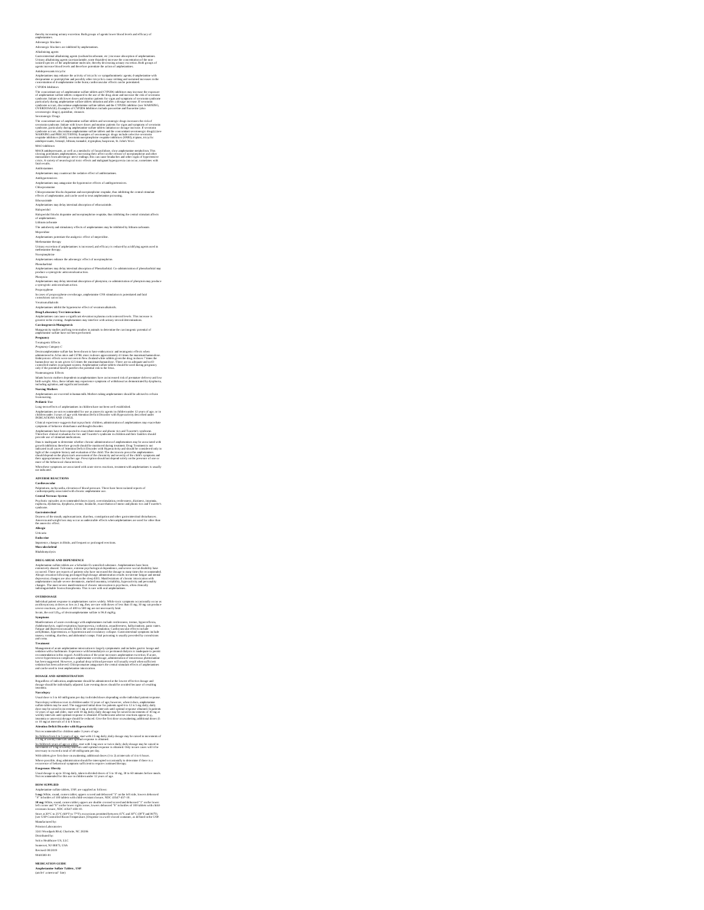thereby increasing urinary excretion. Both groups of agents lower blood levels and efficacy of amphetamines.

Adrenergic blockers

Adrenergic blockers are inhibited by amphetamines.

Alkalinizing agents

Gastrointestinal alkalinizing agents (sodium bicarbonate, etc.) increase absorption of amphetamines. Urinary alkalinizing agents (acetazolamide, some thiazides) increase the concentration of the non-ionized species of the amphetamine molecule, thereby decreasing urinary excretion. Both groups of agents increase blood levels and therefore potentiate the actions of amphetamines.

Antidepressants tricyclic

Amphetamines may enhance the activity of tricyclic or sympathomimetic agents; d-amphetamine with desipramine or protriptyline and possibly other tricyclics cause striking and sustained increases in the concentration of d-amphetamine in the brain; cardiovascular effects can be potentiated.

CYP2D6 inhibitors

The concomitant use of amphetamine sulfate tablets and CYP2D6 inhibitors may increase the exposure of amphetamine sulfate tablets compared to the use of the drug alone and increase the risk of serotonin syndrome. Initiate with lower doses and monitor patients for signs and symptoms of serotonin syndrome particularly during amphetamine sulfate tablets initiation and after a dosage increase. If serotonin syndrome occurs, discontinue amphetamine sulfate tablets and the CYP2D6 inhibitors (see WARNING, OVERDOSAGE). Examples of CYP2D6 Inhibitors include paroxetine and fluoxetine (also serotonergic drugs), quinidine, ritonavir.

Serotonergic Drugs

The concomitant use of amphetamine sulfate tablets and serotonergic drugs increases the risk of serotonin syndrome. Initiate with lower doses and monitor patients for signs and symptoms of serotonin syndrome, particularly during amphetamine sulfate tablets initiation or dosage increase. If serotonin syndrome occurs, discontinue amphetamine sulfate tablets and the concomitant serotonergic drug(s) (see WARNING and PRECAUTIONS). Examples of serotonergic drugs include selective serotonin reuptake inhibitors (SSRI), serotonin norepinephrine reuptake inhibitors (SNRI), triptans, tricyclic antidepressants, fentanyl, lithium, tramadol, tryptophan, buspirone, St. John's Wort.

MAO inhibitors

MAOI antidepressants, as well as a metabolite of furazolidone, slow amphetamine metabolism. This slowing potentiates amphetamines, increasing their effect on the release of norepinephrine and other monoamines from adrenergic nerve endings; this can cause headaches and other signs of hypertensive crisis. A variety of neurological toxic effects and malignant hyperpyrexia can occur, sometimes with fatal results.

Antihistamines

Amphetamines may counteract the sedative effect of antihistamines.

Antihypertensives

Amphetamines may antagonize the hypotensive effects of antihypertensives.

Chlorpromazine

Chlorpromazine blocks dopamine and norepinephrine reuptake, thus inhibiting the central stimulant effects of amphetamine, and can be used to treat amphetamine poisoning.

Ethosuximide

Amphetamines may delay intestinal absorption of ethosuximide.

Haloperidol

Haloperidol blocks dopamine and norepinephrine reuptake, thus inhibiting the central stimulant effects of amphetamines.

Lithium carbonate

The anorectic and stimulatory effects of amphetamines may be inhibited by lithium carbonate.

Meperidine

Amphetamines potentiate the analgesic effect of meperidine.

Methenamine therapy

Urinary excretion of amphetamines is increased, and efficacy is reduced by acidifying agents used in methenamine therapy.

Norepinephrine

Amphetamines enhance the adrenergic effect of norepinephrine.

Phenobarbital

Amphetamines may delay intestinal absorption of Phenobarbital. Co-administration of phenobarbital may produce a synergistic anticonvulsant action.

Phenytoin

Amphetamines may delay intestinal absorption of phenytoin; co-administration of phenytoin may produce a synergistic anticonvulsant action.

Propoxyphene

In cases of propoxyphene overdosage, amphetamine CNS stimulation is potentiated and fatal convulsions can occur.

Veratrum alkaloids

Amphetamines inhibit the hypotensive effect of veratrum alkaloids.

**Drug/Laboratory Test interactions**

Amphetamines can cause a significant elevation in plasma corticosteroid levels. This increase is greatest in the evening. Amphetamines may interfere with urinary steroid determinations.

**Carcinogenesis/Mutagenesis**

Mutagenicity studies and long term studies in animals to determine the carcinogenic potential of amphetamine sulfate have not been performed.

**Pregnancy**

Teratogenic Effects

*Pregnancy Category C*

Dextroamphetamine sulfate has been shown to have embryotoxic and teratogenic effects when administered to A/Jax mice and C57BL mice in doses approximately 41 times the maximum human dose. Embryotoxic effects were not seen in New Zealand white rabbits given the drug in doses 7 times the human dose nor in rats given 12.5 times the maximum human dose. There are no adequate and well-controlled studies in pregnant women. Amphetamine sulfate tablets should be used during pregnancy only if the potential benefit justifies the potential risk to the fetus.

Nonteratogenic Effects

Infants born to mothers dependent on amphetamines have an increased risk of premature delivery and low birth weight. Also, these infants may experience symptoms of withdrawal as demonstrated by dysphoria, including agitation, and significant lassitude.

**Nursing Mothers**

Amphetamines are excreted in human milk. Mothers taking amphetamines should be advised to refrain from nursing.

**Pediatric Use**

Long-term effects of amphetamines in children have not been well established.

Amphetamines are not recommended for use as anorectic agents in children under 12 years of age, or in children under 3 years of age with Attention Deficit Disorder with Hyperactivity described under INDICATIONS AND USAGE.

Clinical experience suggests that in psychotic children, administration of amphetamines may exacerbate symptoms of behavior disturbance and thought disorder.

Amphetamines have been reported to exacerbate motor and phonic tics and Tourette's syndrome. Therefore clinical evaluation for tics and Tourette's syndrome in children and their families should precede use of stimulant medications.

Data is inadequate to determine whether chronic administration of amphetamines may be associated with growth inhibition; therefore growth should be monitored during treatment. Drug Treatment is not indicated in all cases of Attention Deficit Disorder with Hyperactivity and should be considered only in light of the complete history and evaluation of the child. The decision to prescribe amphetamines should depend on the physician's assessment of the chronicity and severity of the child's symptoms and their appropriateness for his/her age. Prescription should not depend solely on the presence of one or more of the behavioral characteristics.

When these symptoms are associated with acute stress reactions, treatment with amphetamines is usually not indicated.

## ADVERSE REACTIONS

**Cardiovascular**

Palpitations, tachycardia, elevation of blood pressure. There have been isolated reports of cardiomyopathy associated with chronic amphetamine use.

**Central Nervous System**

Psychotic episodes at recommended doses (rare), overstimulation, restlessness, dizziness, insomnia, euphoria, dyskinesia, dysphoria, tremor, headache, exacerbation of motor and phonic tics and Tourette's syndrome.

**Gastrointestinal**

Dryness of the mouth, unpleasant taste, diarrhea, constipation and other gastrointestinal disturbances. Anorexia and weight loss may occur as undesirable effects when amphetamines are used for other than the anorectic effect.

**Allergic**

Urticaria

**Endocrine**

Impotence, changes in libido, and frequent or prolonged erections.

**Musculoskeletal**

Rhabdomyolysis

## DRUG ABUSE AND DEPENDENCE

Amphetamine sulfate tablets are a Schedule II controlled substance. Amphetamines have been extensively abused. Tolerance, extreme psychological dependence, and severe social disability have occurred. There are reports of patients who have increased the dosage to many times the recommended. Abrupt cessation following prolonged high dosage administration results in extreme fatigue and mental depression; changes are also noted on the sleep EEG. Manifestations of chronic intoxication with amphetamines include severe dermatoses, marked insomnia, irritability, hyperactivity and personality changes. The most severe manifestation of chronic intoxication is psychosis, often clinically indistinguishable from schizophrenia. This is rare with oral amphetamines.

## OVERDOSAGE

Individual patient response to amphetamines varies widely. While toxic symptoms occasionally occur as an idiosyncrasy at doses as low as 2 mg, they are rare with doses of less than 15 mg; 30 mg can produce severe reactions, yet doses of 400 to 500 mg are not necessarily fatal.

In rats, the oral $LD_{50}$ of dextroamphetamine sulfate is 96.8 mg/kg.

**Symptoms**

Manifestations of acute overdosage with amphetamines include restlessness, tremor, hyperreflexia, rhabdomyolysis, rapid respiration, hyperpyrexia, confusion, assaultiveness, hallucinations, panic states. Fatigue and depression usually follow the central stimulation. Cardiovascular effects include arrhythmias, hypertension or hypotension and circulatory collapse. Gastrointestinal symptoms include nausea, vomiting, diarrhea, and abdominal cramps. Fatal poisoning is usually preceded by convulsions and coma.

**Treatment**

Management of acute amphetamine intoxication is largely symptomatic and includes gastric lavage and sedation with a barbiturate. Experience with hemodialysis or peritoneal dialysis is inadequate to permit recommendation in this regard. Acidification of the urine increases amphetamine excretion. If acute, severe hypertension complicates amphetamine overdosage, administration of intravenous phentolamine has been suggested. However, a gradual drop in blood pressure will usually result when sufficient sedation has been achieved. Chlorpromazine antagonizes the central stimulant effects of amphetamines and can be used to treat amphetamine intoxication.

## DOSAGE AND ADMINISTRATION

Regardless of indication, amphetamine should be administered at the lowest effective dosage and dosage should be individually adjusted. Late evening doses should be avoided because of resulting insomnia.

**Narcolepsy**

Usual dose is 5 to 60 milligrams per day in divided doses depending on the individual patient response.

Narcolepsy seldom occurs in children under 12 years of age; however, when it does, amphetamine sulfate tablets may be used. The suggested initial dose for patients aged 6 to 12 is 5 mg daily; daily dose may be raised in increments of 5 mg at weekly intervals until optimal response is obtained. In patients 12 years of age and older, start with 10 mg daily; daily dosage may be raised in increments of 10 mg at weekly intervals until optimal response is obtained. If bothersome adverse reactions appear (e.g., insomnia or anorexia) dosage should be reduced. Give the first dose on awakening; additional doses (5 or 10 mg) at intervals of 4 to 6 hours.

**Attention Deficit Disorder with Hyperactivity**

Not recommended for children under 3 years of age.

In children from 3 to 5 years of age, start with 2.5 mg daily; daily dosage may be raised in increments of 2.5 mg at weekly intervals until optimal response is obtained.

In children 6 years of age or older, start with 5 mg once or twice daily; daily dosage may be raised in increments of 5 mg at weekly intervals until optimal response is obtained. Only in rare cases will it be necessary to exceed a total of 40 milligrams per day.

With tablets give first dose on awakening; additional doses (1 to 2) at intervals of 4 to 6 hours.

Where possible, drug administration should be interrupted occasionally to determine if there is a recurrence of behavioral symptoms sufficient to require continued therapy.

**Exogenous Obesity**

Usual dosage is up to 30 mg daily, taken in divided doses of 5 to 10 mg, 30 to 60 minutes before meals. Not recommended for this use in children under 12 years of age.

## HOW SUPPLIED

Amphetamine sulfate tablets, USP, are supplied as follows:

**5 mg:** White, round, convex tablet, upper scored and debossed "5" on the left side, lower debossed "0" in bottles of 100 tablets with child-resistant closure, NDC 43547-437-10.

**10 mg:** White, round, convex tablet, upper are double crossed scored and debossed "1" on the lower left corner and "0" on the lower right corner, lower debossed "S" in bottles of 100 tablets with child-resistant closure, NDC 43547-438-10.

Store at 20°C to 25°C (68°F to 77°F); excursions permitted between 15°C and 30°C (59°F and 86°F). [see USP Controlled Room Temperature.] Dispense in a well-closed container, as defined in the USP.

Manufactured by:

Prinston Laboratories

3241 Woodpark Blvd, Charlotte, NC 28206

Distributed by:

Solco Healthcare US, LLC

Somerset, NJ 08873, USA

Revised: 08/2019

9044380-01

## MEDICATION GUIDE

**Amphetamine Sulfate Tablets, USP**

(am fet' a meen sul' fate)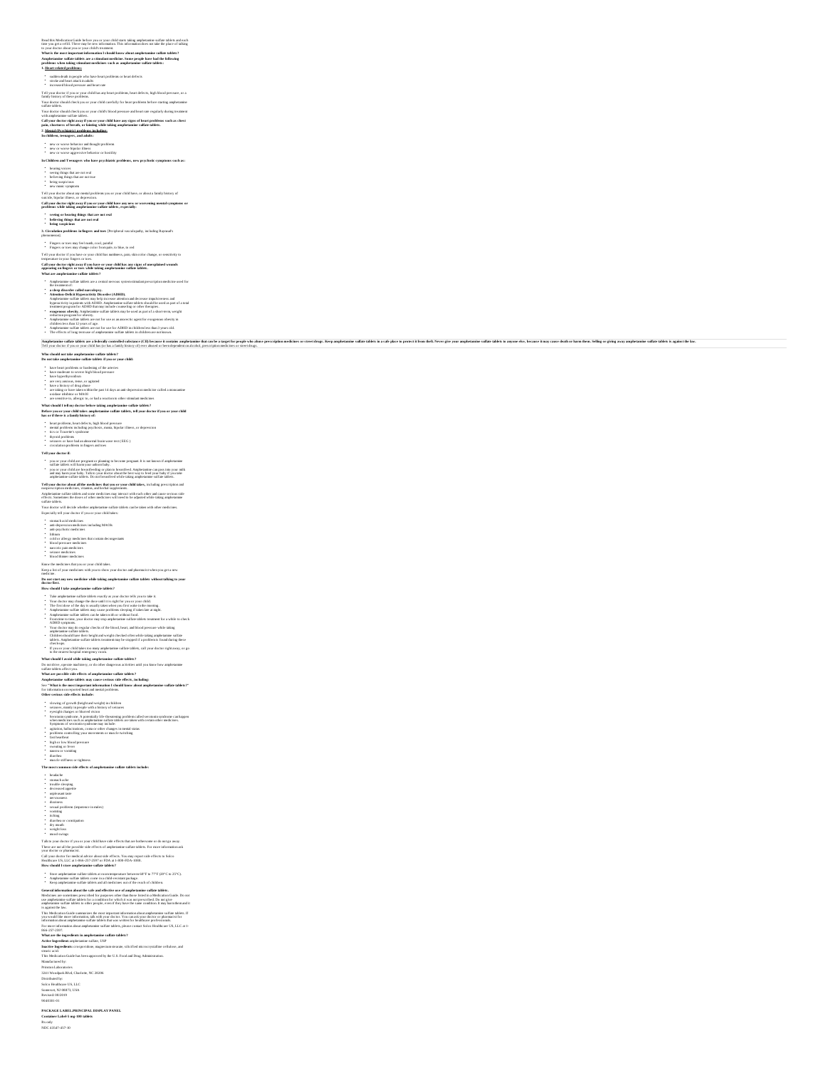Read this Medication Guide before you or your child starts taking amphetamine sulfate tablets and each time you get a refill. There may be new information. This information does not take the place of talking to your doctor about you or your child's treatment.

**What is the most important information I should know about amphetamine sulfate tablets?**

**Amphetamine sulfate tablets are a stimulant medicine. Some people have had the following problems when taking stimulant medicines such as amphetamine sulfate tablets:**

**1. Heart-related problems:**

- sudden death in people who have heart problems or heart defects
- stroke and heart attack in adults
- increased blood pressure and heart rate

Tell your doctor if you or your child has any heart problems, heart defects, high blood pressure, or a family history of these problems.

Your doctor should check you or your child carefully for heart problems before starting amphetamine sulfate tablets.

Your doctor should check you or your child's blood pressure and heart rate regularly during treatment with amphetamine sulfate tablets.

**Call your doctor right away if you or your child have any signs of heart problems such as chest pain, shortness of breath, or fainting while taking amphetamine sulfate tablets.**

**2. Mental (Psychiatric) problems including:**

**In children, teenagers, and adults:**

- new or worse behavior and thought problems
- new or worse bipolar illness
- new or worse aggressive behavior or hostility

**In Children and Teenagers who have psychiatric problems, new psychotic symptoms such as:**

- hearing voices
- seeing things that are not real
- believing things that are not true
- being suspicious
- new manic symptoms

Tell your doctor about any mental problems you or your child have, or about a family history of suicide, bipolar illness, or depression.

**Call your doctor right away if you or your child have any new or worsening mental symptoms or problems while taking amphetamine sulfate tablets, especially:**

- **seeing or hearing things that are not real**
- **believing things that are not real**
- **being suspicious**

**3. Circulation problems in fingers and toes** [Peripheral vasculopathy, including Raynaud's phenomenon]:

- Fingers or toes may feel numb, cool, painful
- Fingers or toes may change color from pale, to blue, to red

Tell your doctor if you have or your child has numbness, pain, skin color change, or sensitivity to temperature in your fingers or toes.

**Call your doctor right away if you have or your child has any signs of unexplained wounds appearing on fingers or toes while taking amphetamine sulfate tablets.**

**What are amphetamine sulfate tablets?**

- Amphetamine sulfate tablets are a central nervous system stimulant prescription medicine used for the treatment of:
- **a sleep disorder called narcolepsy.**
- **Attention Deficit Hyperactivity Disorder (ADHD).** Amphetamine sulfate tablets may help increase attention and decrease impulsiveness and hyperactivity in patients with ADHD. Amphetamine sulfate tablets should be used as part of a total treatment program for ADHD that may include counseling or other therapies.
- **exogenous obesity.** Amphetamine sulfate tablets may be used as part of a short-term, weight reduction program for obesity.
- Amphetamine sulfate tablets are not for use as an anorectic agent for exogenous obesity in children less than 12 years of age.
- Amphetamine sulfate tablets are not for use for ADHD in children less than 3 years old.
- The effects of long term use of amphetamine sulfate tablets in children are not known.

**Amphetamine sulfate tablets are a federally controlled substance (CII) because it contains amphetamine that can be a target for people who abuse prescription medicines or street drugs. Keep amphetamine sulfate tablets in a safe place to protect it from theft. Never give your amphetamine sulfate tablets to anyone else, because it may cause death or harm them. Selling or giving away amphetamine sulfate tablets is against the law.**

Tell your doctor if you or your child has (or has a family history of) ever abused or been dependent on alcohol, prescription medicines or street drugs.

**Who should not take amphetamine sulfate tablets?**

**Do not take amphetamine sulfate tablets if you or your child:**

- have heart problems or hardening of the arteries
- have moderate to severe high blood pressure
- have hyperthyroidism
- are very anxious, tense, or agitated
- have a history of drug abuse
- are taking or have taken within the past 14 days an anti-depression medicine called a monoamine oxidase inhibitor or MAOI
- are sensitive to, allergic to, or had a reaction to other stimulant medicines

**What should I tell my doctor before taking amphetamine sulfate tablets?**

**Before you or your child takes amphetamine sulfate tablets, tell your doctor if you or your child has or if there is a family history of:**

- heart problems, heart defects, high blood pressure
- mental problems including psychosis, mania, bipolar illness, or depression
- tics or Tourette's syndrome
- thyroid problems
- seizures or have had an abnormal brain wave test (EEG)
- circulation problems in fingers and toes

**Tell your doctor if:**

- you or your child are pregnant or planning to become pregnant. It is not known if amphetamine sulfate tablets will harm your unborn baby.
- you or your child are breastfeeding or plan to breastfeed. Amphetamine can pass into your milk and may harm your baby. Talk to your doctor about the best way to feed your baby if you take amphetamine sulfate tablets. Do not breastfeed while taking amphetamine sulfate tablets.

**Tell your doctor about all the medicines that you or your child takes,** including prescription and nonprescription medicines, vitamins, and herbal supplements.

Amphetamine sulfate tablets and some medicines may interact with each other and cause serious side effects. Sometimes the doses of other medicines will need to be adjusted while taking amphetamine sulfate tablets.

Your doctor will decide whether amphetamine sulfate tablets can be taken with other medicines.

Especially tell your doctor if you or your child takes:

- stomach acid medicines
- anti-depression medicines including MAOIs
- anti-psychotic medicines
- lithium
- cold or allergy medicines that contain decongestants
- blood pressure medicines
- narcotic pain medicines
- seizure medicines
- blood thinner medicines

Know the medicines that you or your child takes.

Keep a list of your medicines with you to show your doctor and pharmacist when you get a new medicine.

**Do not start any new medicine while taking amphetamine sulfate tablets without talking to your doctor first.**

**How should I take amphetamine sulfate tablets?**

- Take amphetamine sulfate tablets exactly as your doctor tells you to take it.
- Your doctor may change the dose until it is right for you or your child.
- The first dose of the day is usually taken when you first wake in the morning.
- Amphetamine sulfate tablets may cause problems sleeping if taken late at night.
- Amphetamine sulfate tablets can be taken with or without food.
- From time to time, your doctor may stop amphetamine sulfate tablets treatment for a while to check ADHD symptoms.
- Your doctor may do regular checks of the blood, heart, and blood pressure while taking amphetamine sulfate tablets.
- Children should have their height and weight checked often while taking amphetamine sulfate tablets. Amphetamine sulfate tablets treatment may be stopped if a problem is found during these check-ups.
- If you or your child takes too many amphetamine sulfate tablets, call your doctor right away, or go to the nearest hospital emergency room.

**What should I avoid while taking amphetamine sulfate tablets?**

Do not drive, operate machinery, or do other dangerous activities until you know how amphetamine sulfate tablets affect you.

**What are possible side effects of amphetamine sulfate tablets?**

**Amphetamine sulfate tablets may cause serious side effects, including:**

See **"What is the most important information I should know about amphetamine sulfate tablets?"** for information on reported heart and mental problems.

**Other serious side effects include:**

- slowing of growth (height and weight) in children
- seizures, mainly in people with a history of seizures
- eyesight changes or blurred vision
- Serotonin syndrome. A potentially life-threatening problem called serotonin syndrome can happen when medicines such as amphetamine sulfate tablets are taken with certain other medicines. Symptoms of serotonin syndrome may include:
- agitation, hallucinations, coma or other changes in mental status
- problems controlling your movements or muscle twitching
- fast heartbeat
- high or low blood pressure
- sweating or fever
- nausea or vomiting
- diarrhea
- muscle stiffness or tightness

**The most common side effects of amphetamine sulfate tablets include:**

- headache
- stomach ache
- trouble sleeping
- decreased appetite
- unpleasant taste
- nervousness
- dizziness
- sexual problems (impotence in males)
- vomiting
- itching
- diarrhea or constipation
- dry mouth
- weight loss
- mood swings

Talk to your doctor if you or your child have side effects that are bothersome or do not go away.

These are not all the possible side effects of amphetamine sulfate tablets. For more information ask your doctor or pharmacist.

Call your doctor for medical advice about side effects. You may report side effects to Solco Healthcare US, LLC at 1-866-257-2597 or FDA at 1-800-FDA-1088.

**How should I store amphetamine sulfate tablets?**

- Store amphetamine sulfate tablets at room temperature between 68°F to 77°F (20°C to 25°C).
- Amphetamine sulfate tablets come in a child-resistant package.
- Keep amphetamine sulfate tablets and all medicines out of the reach of children.

**General information about the safe and effective use of amphetamine sulfate tablets.**

Medicines are sometimes prescribed for purposes other than those listed in a Medication Guide. Do not use amphetamine sulfate tablets for a condition for which it was not prescribed. Do not give amphetamine sulfate tablets to other people, even if they have the same condition. It may harm them and it is against the law.

This Medication Guide summarizes the most important information about amphetamine sulfate tablets. If you would like more information, talk with your doctor. You can ask your doctor or pharmacist for information about amphetamine sulfate tablets that was written for healthcare professionals.

For more information about amphetamine sulfate tablets, please contact Solco Healthcare US, LLC at 1-866-257-2597.

**What are the ingredients in amphetamine sulfate tablets?**

**Active Ingredient:** amphetamine sulfate, USP

**Inactive Ingredients:** crospovidone, magnesium stearate, silicified microcrystalline cellulose, and stearic acid.

This Medication Guide has been approved by the U.S. Food and Drug Administration.

Manufactured by:

Prinston Laboratories

3241 Woodpark Blvd, Charlotte, NC 28206

Distributed by:

Solco Healthcare US, LLC

Somerset, NJ 08873, USA

Revised: 09/2019

9040301-01

**PACKAGE LABEL.PRINCIPAL DISPLAY PANEL**

**Container Label 5 mg-100 tablets**

Rx only

NDC 43547-457-10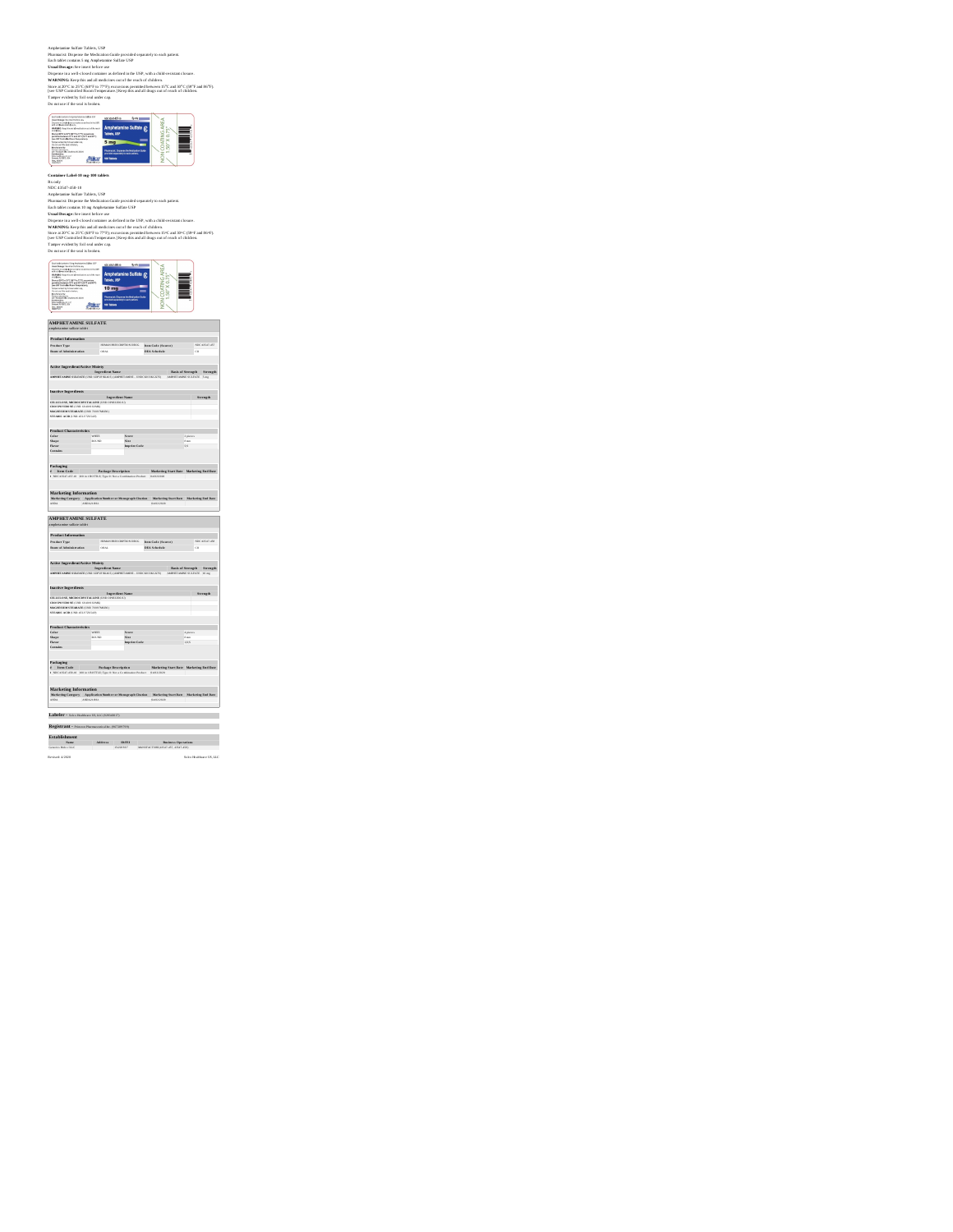Amphetamine Sulfate Tablets, USP

Pharmacist: Dispense the Medication Guide provided separately to each patient.

Each tablet contains 5 mg Amphetamine Sulfate USP

**Usual Dosage:** See insert before use

Dispense in a well-closed container as defined in the USP, with a child-resistant closure.

**WARNING:** Keep this and all medicines out of the reach of children.

Store at 20°C to 25°C (68°F to 77°F); excursions permitted between 15°C and 30°C (59°F and 86°F). [see USP Controlled Room Temperature.] Keep this and all drugs out of reach of children.

Tamper evident by foil seal under cap.

Do not use if the seal is broken.

**Container Label-10 mg-100 tablets**

Rx only

NDC 43547-458-10

Amphetamine Sulfate Tablets, USP

Pharmacist: Dispense the Medication Guide provided separately to each patient.

Each tablet contains 10 mg Amphetamine Sulfate USP

**Usual Dosage:** See insert before use

Dispense in a well-closed container as defined in the USP, with a child-resistant closure.

**WARNING:** Keep this and all medicines out of the reach of children.

Store at 20°C to 25°C (68°F to 77°F); excursions permitted between 15°C and 30°C (59°F and 86°F). [see USP Controlled Room Temperature.] Keep this and all drugs out of reach of children.

Tamper evident by foil seal under cap.

Do not use if the seal is broken.

## AMPHETAMINE SULFATE

*amphetamine sulfate tablet*

**Product Information**

| | | | |
|---|---|---|---|
| Product Type | HUMAN PRESCRIPTION DRUG | Item Code (Source) | NDC:43547-457 |
| Route of Administration | ORAL | DEA Schedule | CII |

**Active Ingredient/Active Moiety**

| Ingredient Name | Basis of Strength | Strength |
|---|---|---|
| AMPHETAMINE SULFATE (UNII: 6DPV8NK46S) (AMPHETAMINE - UNII:CK833KGX7E) | AMPHETAMINE SULFATE | 5 mg |

**Inactive Ingredients**

| Ingredient Name | Strength |
|---|---|
| CELLULOSE, MICROCRYSTALLINE (UNII: OP1R32D61U) | |
| CROSPOVIDONE (UNII: 2S7830E561) | |
| MAGNESIUM STEARATE (UNII: 70097M6I30) | |
| STEARIC ACID (UNII: 4ELV7Z65AP) | |

**Product Characteristics**

| | | | |
|---|---|---|---|
| Color | WHITE | Score | 2 pieces |
| Shape | ROUND | Size | 8mm |
| Flavor | | Imprint Code | 5S |
| Contains | | | |

**Packaging**

| # | Item Code | Package Description | Marketing Start Date | Marketing End Date |
|---|---|---|---|---|
| 1 | NDC:43547-457-10 | 100 in 1 BOTTLE; Type 0: Not a Combination Product | 04/03/2020 | |

**Marketing Information**

| Marketing Category | Application Number or Monograph Citation | Marketing Start Date | Marketing End Date |
|---|---|---|---|
| ANDA | ANDA210681 | 04/03/2020 | |

## AMPHETAMINE SULFATE

*amphetamine sulfate tablet*

**Product Information**

| | | | |
|---|---|---|---|
| Product Type | HUMAN PRESCRIPTION DRUG | Item Code (Source) | NDC:43547-458 |
| Route of Administration | ORAL | DEA Schedule | CII |

**Active Ingredient/Active Moiety**

| Ingredient Name | Basis of Strength | Strength |
|---|---|---|
| AMPHETAMINE SULFATE (UNII: 6DPV8NK46S) (AMPHETAMINE - UNII:CK833KGX7E) | AMPHETAMINE SULFATE | 10 mg |

**Inactive Ingredients**

| Ingredient Name | Strength |
|---|---|
| CELLULOSE, MICROCRYSTALLINE (UNII: OP1R32D61U) | |
| CROSPOVIDONE (UNII: 2S7830E561) | |
| MAGNESIUM STEARATE (UNII: 70097M6I30) | |
| STEARIC ACID (UNII: 4ELV7Z65AP) | |

**Product Characteristics**

| | | | |
|---|---|---|---|
| Color | WHITE | Score | 2 pieces |
| Shape | ROUND | Size | 8mm |
| Flavor | | Imprint Code | 10S |
| Contains | | | |

**Packaging**

| # | Item Code | Package Description | Marketing Start Date | Marketing End Date |
|---|---|---|---|---|
| 1 | NDC:43547-458-10 | 100 in 1 BOTTLE; Type 0: Not a Combination Product | 04/03/2020 | |

**Marketing Information**

| Marketing Category | Application Number or Monograph Citation | Marketing Start Date | Marketing End Date |
|---|---|---|---|
| ANDA | ANDA210681 | 04/03/2020 | |

**Labeler** - Solco Healthcare US, LLC (828343017)

**Registrant** - Prinston Pharmaceutical Inc. (067749799)

**Establishment**

| Name | Address | ID/FEI | Business Operations |
|---|---|---|---|
| Novitium Pharma LLC | | 080301870 | MANUFACTURE(43547-457, 43547-458) |

Revised: 4/2020 Solco Healthcare US, LLC